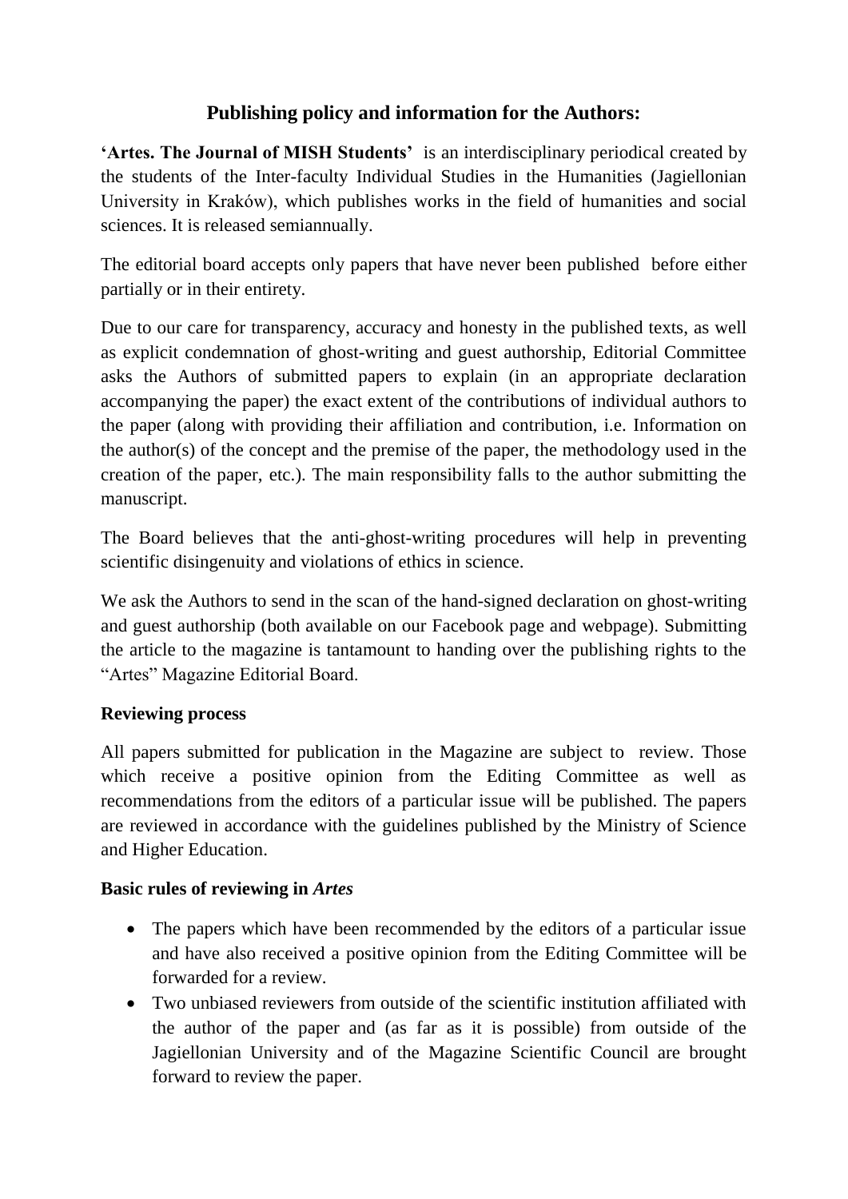# Publishing policy and information for the Authors:

**'Artes. The Journal of MISH Students'** is an interdisciplinary periodical created by the students of the Inter-faculty Individual Studies in the Humanities (Jagiellonian University in Kraków), which publishes works in the field of humanities and social sciences. It is released semiannually.

The editorial board accepts only papers that have never been published before either partially or in their entirety.

Due to our care for transparency, accuracy and honesty in the published texts, as well as explicit condemnation of ghost-writing and guest authorship, Editorial Committee asks the Authors of submitted papers to explain (in an appropriate declaration accompanying the paper) the exact extent of the contributions of individual authors to the paper (along with providing their affiliation and contribution, i.e. Information on the author(s) of the concept and the premise of the paper, the methodology used in the creation of the paper, etc.). The main responsibility falls to the author submitting the manuscript.

The Board believes that the anti-ghost-writing procedures will help in preventing scientific disingenuity and violations of ethics in science.

We ask the Authors to send in the scan of the hand-signed declaration on ghost-writing and guest authorship (both available on our Facebook page and webpage). Submitting the article to the magazine is tantamount to handing over the publishing rights to the "Artes" Magazine Editorial Board.

## Reviewing process

All papers submitted for publication in the Magazine are subject to review. Those which receive a positive opinion from the Editing Committee as well as recommendations from the editors of a particular issue will be published. The papers are reviewed in accordance with the guidelines published by the Ministry of Science and Higher Education.

## Basic rules of reviewing in *Artes*

- The papers which have been recommended by the editors of a particular issue and have also received a positive opinion from the Editing Committee will be forwarded for a review.
- Two unbiased reviewers from outside of the scientific institution affiliated with the author of the paper and (as far as it is possible) from outside of the Jagiellonian University and of the Magazine Scientific Council are brought forward to review the paper.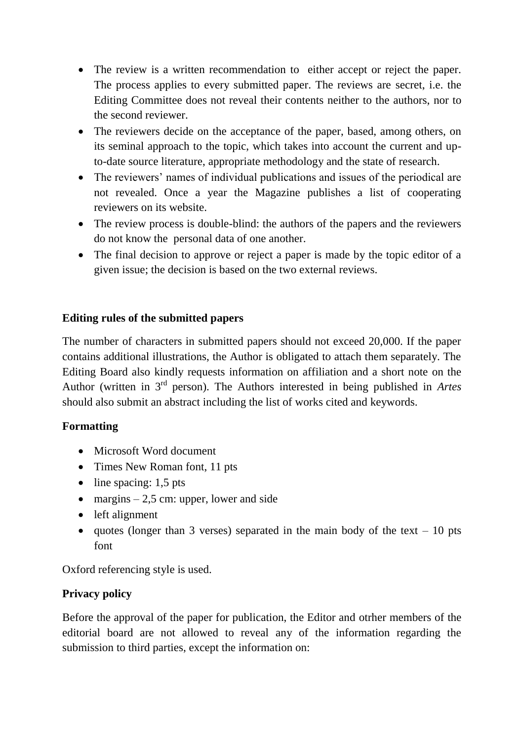- The review is a written recommendation to either accept or reject the paper. The process applies to every submitted paper. The reviews are secret, i.e. the Editing Committee does not reveal their contents neither to the authors, nor to the second reviewer.
- The reviewers decide on the acceptance of the paper, based, among others, on its seminal approach to the topic, which takes into account the current and up-to-date source literature, appropriate methodology and the state of research.
- The reviewers' names of individual publications and issues of the periodical are not revealed. Once a year the Magazine publishes a list of cooperating reviewers on its website.
- The review process is double-blind: the authors of the papers and the reviewers do not know the personal data of one another.
- The final decision to approve or reject a paper is made by the topic editor of a given issue; the decision is based on the two external reviews.

## Editing rules of the submitted papers

The number of characters in submitted papers should not exceed 20,000. If the paper contains additional illustrations, the Author is obligated to attach them separately. The Editing Board also kindly requests information on affiliation and a short note on the Author (written in 3rd person). The Authors interested in being published in *Artes* should also submit an abstract including the list of works cited and keywords.

## Formatting

- Microsoft Word document
- Times New Roman font, 11 pts
- line spacing: 1,5 pts
- margins – 2,5 cm: upper, lower and side
- left alignment
- quotes (longer than 3 verses) separated in the main body of the text – 10 pts font

Oxford referencing style is used.

## Privacy policy

Before the approval of the paper for publication, the Editor and otrher members of the editorial board are not allowed to reveal any of the information regarding the submission to third parties, except the information on: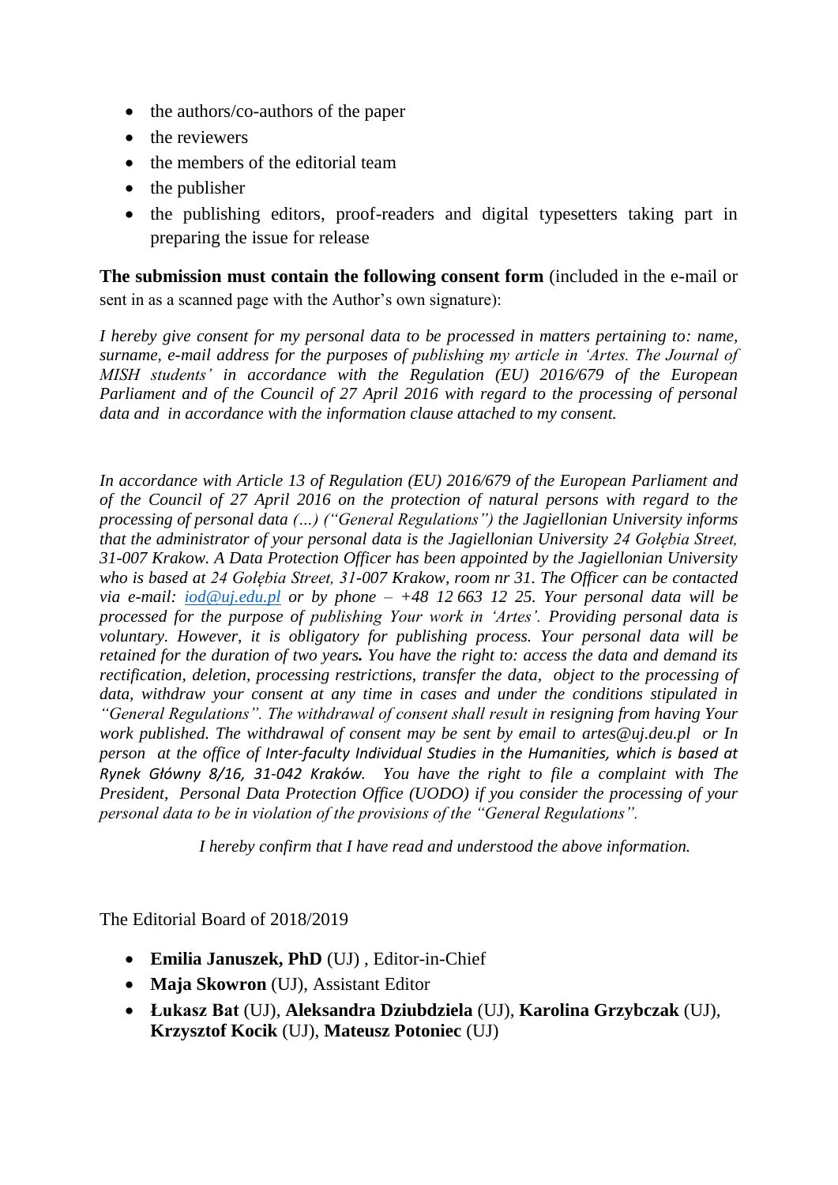- the authors/co-authors of the paper
- the reviewers
- the members of the editorial team
- the publisher
- the publishing editors, proof-readers and digital typesetters taking part in preparing the issue for release

**The submission must contain the following consent form** (included in the e-mail or sent in as a scanned page with the Author's own signature):

*I hereby give consent for my personal data to be processed in matters pertaining to: name, surname, e-mail address for the purposes of publishing my article in 'Artes. The Journal of MISH students' in accordance with the Regulation (EU) 2016/679 of the European Parliament and of the Council of 27 April 2016 with regard to the processing of personal data and in accordance with the information clause attached to my consent.*

*In accordance with Article 13 of Regulation (EU) 2016/679 of the European Parliament and of the Council of 27 April 2016 on the protection of natural persons with regard to the processing of personal data (...) ("General Regulations") the Jagiellonian University informs that the administrator of your personal data is the Jagiellonian University 24 Gołębia Street, 31-007 Krakow. A Data Protection Officer has been appointed by the Jagiellonian University who is based at 24 Gołębia Street, 31-007 Krakow, room nr 31. The Officer can be contacted via e-mail: [iod@uj.edu.pl](mailto:iod@uj.edu.pl) or by phone – +48 12 663 12 25. Your personal data will be processed for the purpose of publishing Your work in 'Artes'. Providing personal data is voluntary. However, it is obligatory for publishing process. Your personal data will be retained for the duration of two years. You have the right to: access the data and demand its rectification, deletion, processing restrictions, transfer the data, object to the processing of data, withdraw your consent at any time in cases and under the conditions stipulated in "General Regulations". The withdrawal of consent shall result in resigning from having Your work published. The withdrawal of consent may be sent by email to artes@uj.deu.pl or In person at the office of Inter-faculty Individual Studies in the Humanities, which is based at Rynek Główny 8/16, 31-042 Kraków. You have the right to file a complaint with The President, Personal Data Protection Office (UODO) if you consider the processing of your personal data to be in violation of the provisions of the "General Regulations".*

*I hereby confirm that I have read and understood the above information.*

The Editorial Board of 2018/2019

- **Emilia Januszek, PhD** (UJ) , Editor-in-Chief
- **Maja Skowron** (UJ), Assistant Editor
- **Łukasz Bat** (UJ), **Aleksandra Dziubdziela** (UJ), **Karolina Grzybczak** (UJ), **Krzysztof Kocik** (UJ), **Mateusz Potoniec** (UJ)